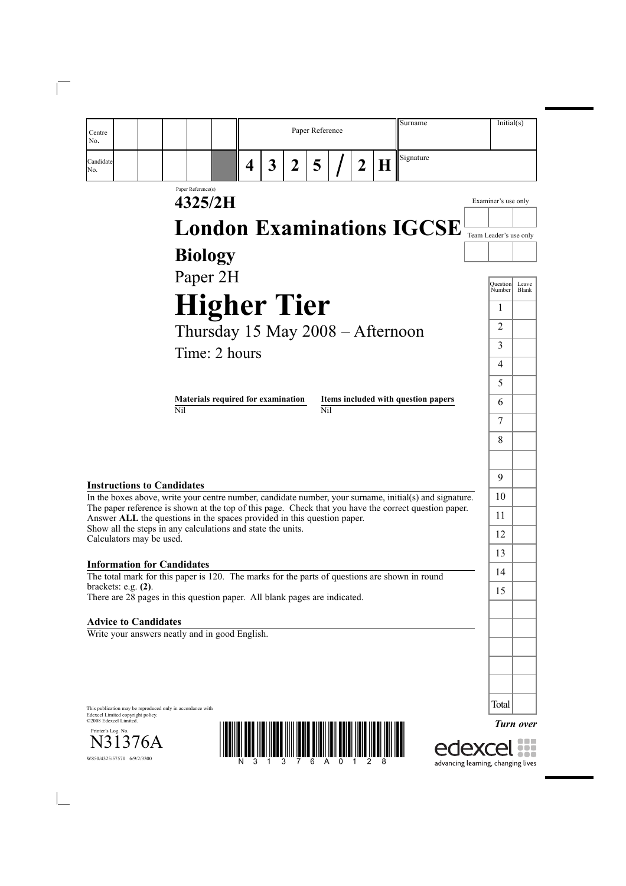| Centre No. | | | | | | Paper Reference | | | | | | | Surname | Initial(s) |
|---|---|---|---|---|---|---|---|---|---|---|---|---|---|---|
| Candidate No. | | | | | | 4 | 3 | 2 | 5 | / | 2 | H | Signature | |

Paper Reference(s)

# 4325/2H

# London Examinations IGCSE

## Biology

Paper 2H

# Higher Tier

Thursday 15 May 2008 – Afternoon

Time: 2 hours

| Materials required for examination | Items included with question papers |
|---|---|
| Nil | Nil |

Examiner's use only

Team Leader's use only

| Question Number | Leave Blank |
|---|---|
| 1 | |
| 2 | |
| 3 | |
| 4 | |
| 5 | |
| 6 | |
| 7 | |
| 8 | |
| | |
| 9 | |
| 10 | |
| 11 | |
| 12 | |
| 13 | |
| 14 | |
| 15 | |
| | |
| | |
| | |
| | |
| | |
| Total | |

### Instructions to Candidates

In the boxes above, write your centre number, candidate number, your surname, initial(s) and signature.
The paper reference is shown at the top of this page. Check that you have the correct question paper.
Answer **ALL** the questions in the spaces provided in this question paper.
Show all the steps in any calculations and state the units.
Calculators may be used.

### Information for Candidates

The total mark for this paper is 120. The marks for the parts of questions are shown in round brackets: e.g. **(2)**.
There are 28 pages in this question paper. All blank pages are indicated.

### Advice to Candidates

Write your answers neatly and in good English.

This publication may be reproduced only in accordance with Edexcel Limited copyright policy.
©2008 Edexcel Limited.

Printer's Log. No.
N31376A
W850/4325/57570 6/9/2/3300

N31376A0128

***Turn over***

edexcel
advancing learning, changing lives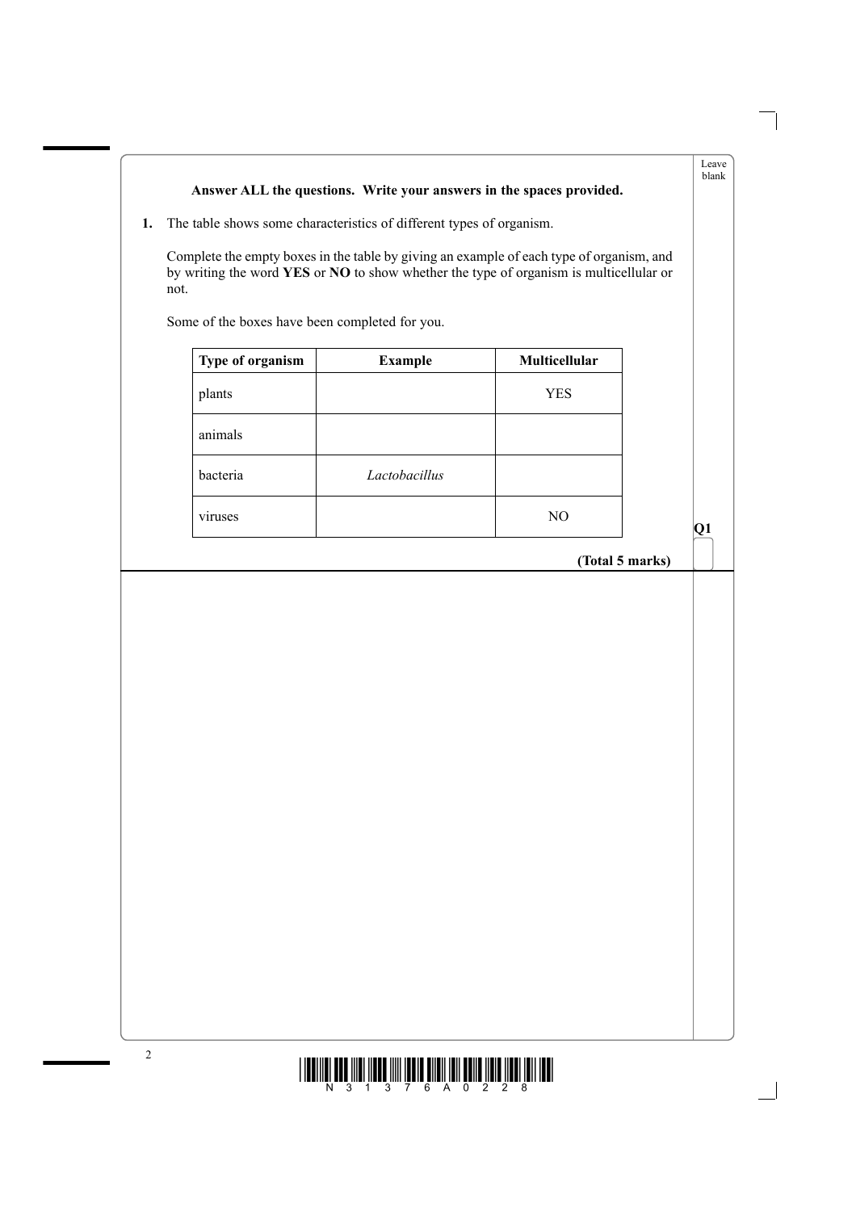**Answer ALL the questions. Write your answers in the spaces provided.**

**1.** The table shows some characteristics of different types of organism.

Complete the empty boxes in the table by giving an example of each type of organism, and by writing the word **YES** or **NO** to show whether the type of organism is multicellular or not.

Some of the boxes have been completed for you.

| Type of organism | Example | Multicellular |
|---|---|---|
| plants | | YES |
| animals | | |
| bacteria | *Lactobacillus* | |
| viruses | | NO |

**(Total 5 marks)**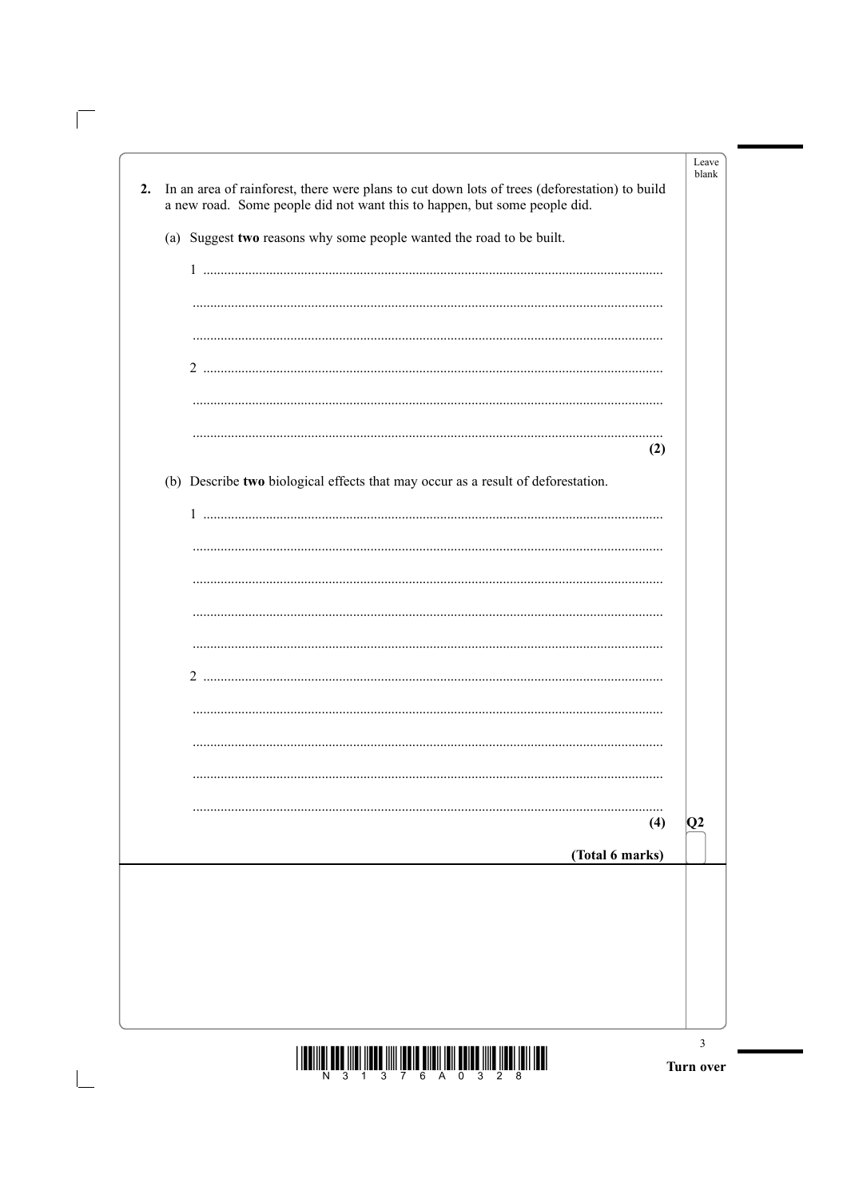**2.** In an area of rainforest, there were plans to cut down lots of trees (deforestation) to build a new road. Some people did not want this to happen, but some people did.

(a) Suggest **two** reasons why some people wanted the road to be built.

1 ..................................................................................................................

..................................................................................................................

..................................................................................................................

2 ..................................................................................................................

..................................................................................................................

..................................................................................................................

**(2)**

(b) Describe **two** biological effects that may occur as a result of deforestation.

1 ..................................................................................................................

..................................................................................................................

..................................................................................................................

..................................................................................................................

..................................................................................................................

2 ..................................................................................................................

..................................................................................................................

..................................................................................................................

..................................................................................................................

..................................................................................................................

**(4)**

**(Total 6 marks)**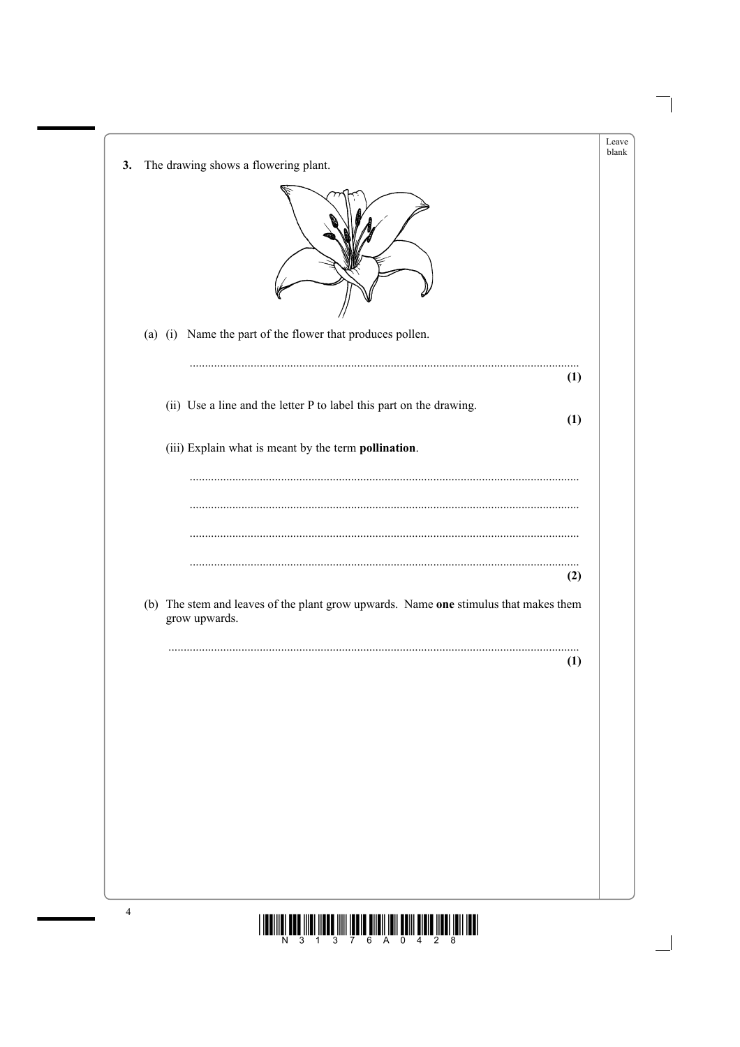**3.** The drawing shows a flowering plant.

(a) (i) Name the part of the flower that produces pollen.

..............................................................................................................................
**(1)**

(ii) Use a line and the letter P to label this part on the drawing.
**(1)**

(iii) Explain what is meant by the term **pollination**.

..............................................................................................................................

..............................................................................................................................

..............................................................................................................................

..............................................................................................................................
**(2)**

(b) The stem and leaves of the plant grow upwards. Name **one** stimulus that makes them grow upwards.

..............................................................................................................................
**(1)**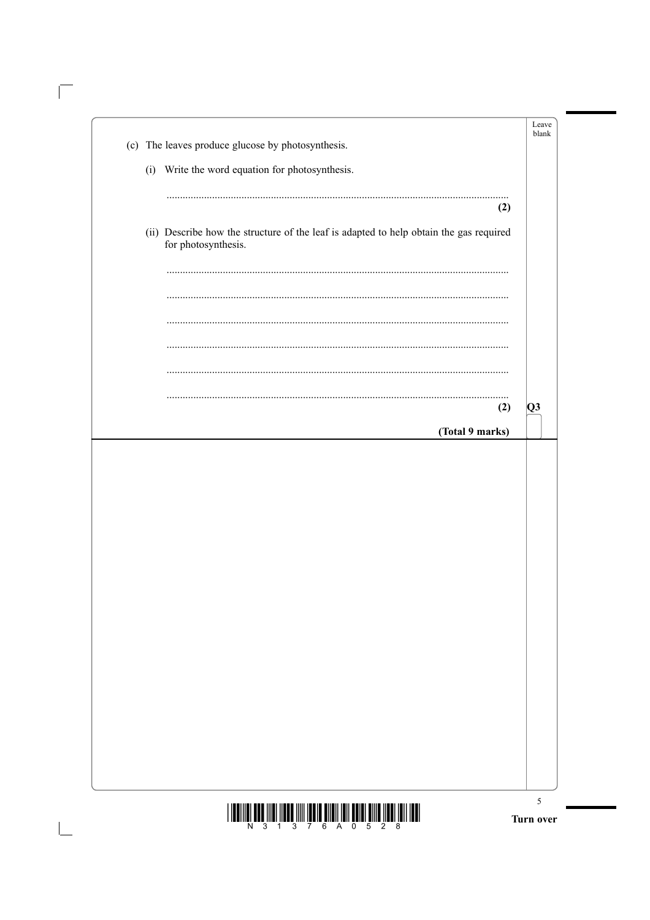(c) The leaves produce glucose by photosynthesis.

(i) Write the word equation for photosynthesis.

..............................................................................................................................

**(2)**

(ii) Describe how the structure of the leaf is adapted to help obtain the gas required for photosynthesis.

..............................................................................................................................

..............................................................................................................................

..............................................................................................................................

..............................................................................................................................

..............................................................................................................................

..............................................................................................................................

**(2)**

**Q3**

**(Total 9 marks)**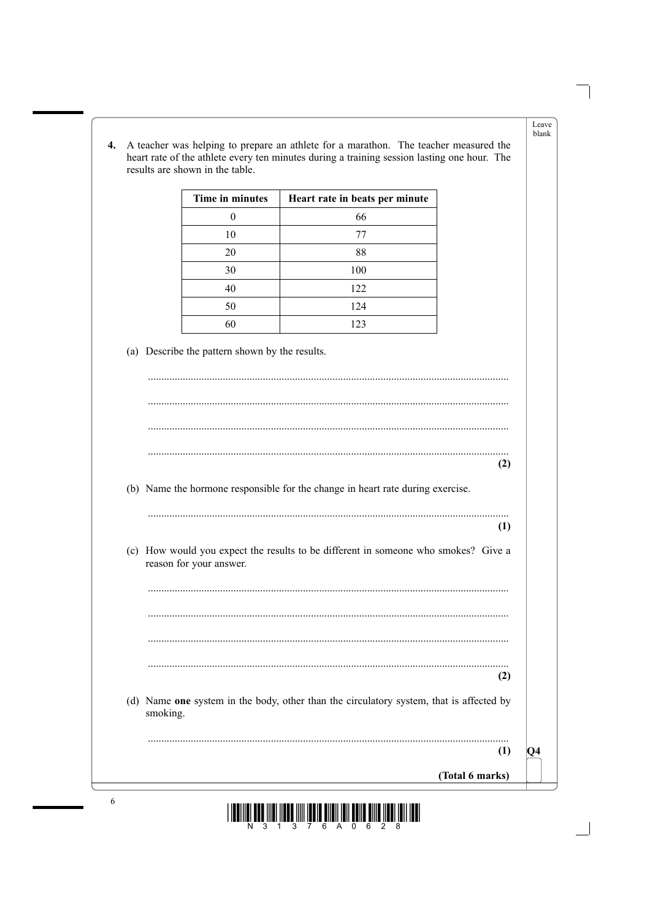**4.** A teacher was helping to prepare an athlete for a marathon. The teacher measured the heart rate of the athlete every ten minutes during a training session lasting one hour. The results are shown in the table.

| Time in minutes | Heart rate in beats per minute |
|---|---|
| 0 | 66 |
| 10 | 77 |
| 20 | 88 |
| 30 | 100 |
| 40 | 122 |
| 50 | 124 |
| 60 | 123 |

(a) Describe the pattern shown by the results.

.....................................................................................................................................

.....................................................................................................................................

.....................................................................................................................................

.....................................................................................................................................
**(2)**

(b) Name the hormone responsible for the change in heart rate during exercise.

.....................................................................................................................................
**(1)**

(c) How would you expect the results to be different in someone who smokes? Give a reason for your answer.

.....................................................................................................................................

.....................................................................................................................................

.....................................................................................................................................

.....................................................................................................................................
**(2)**

(d) Name **one** system in the body, other than the circulatory system, that is affected by smoking.

.....................................................................................................................................
**(1)**

**(Total 6 marks)**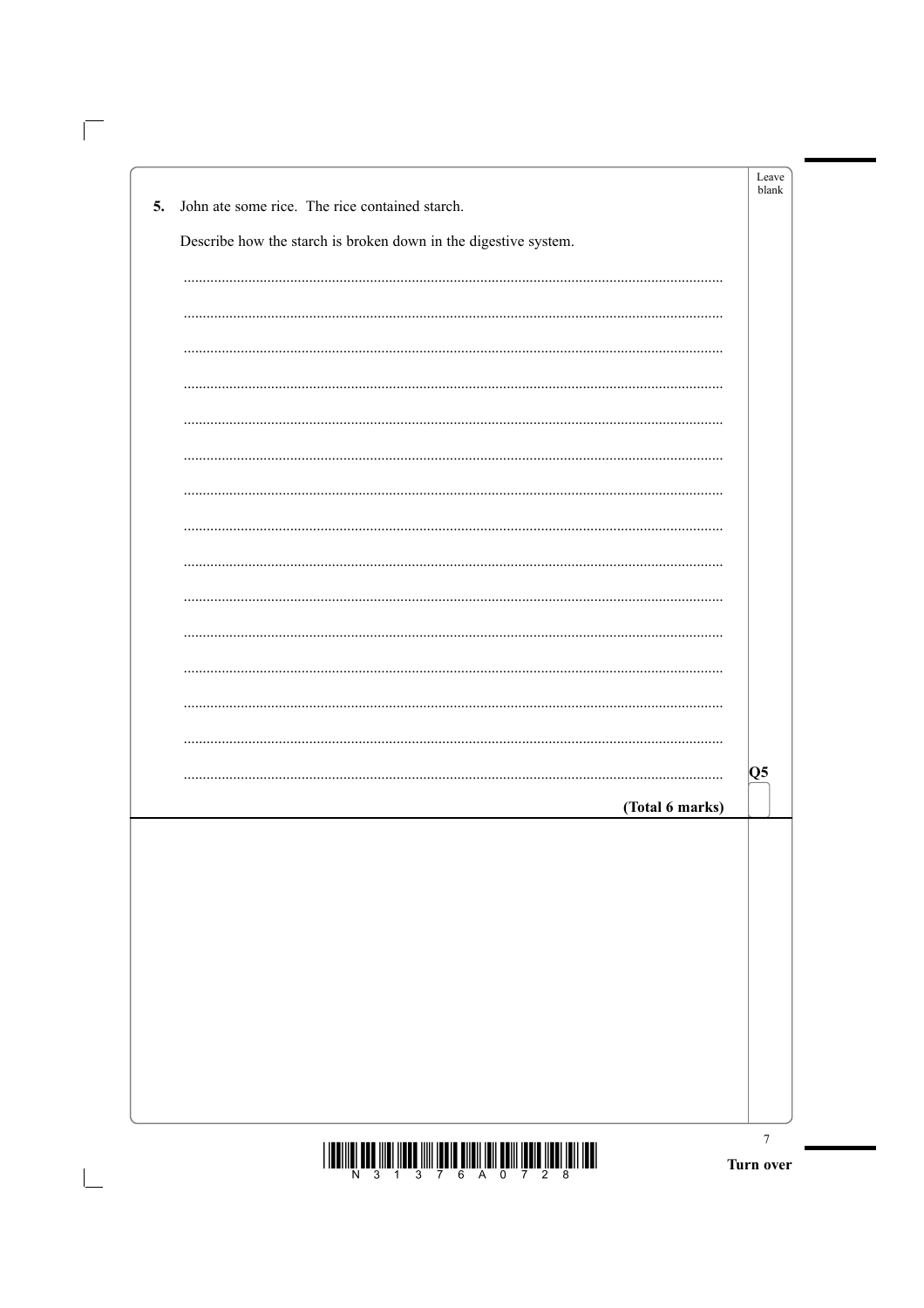**5.** John ate some rice. The rice contained starch.

Describe how the starch is broken down in the digestive system.

..............................................................................................................................................

..............................................................................................................................................

..............................................................................................................................................

..............................................................................................................................................

..............................................................................................................................................

..............................................................................................................................................

..............................................................................................................................................

..............................................................................................................................................

..............................................................................................................................................

..............................................................................................................................................

..............................................................................................................................................

..............................................................................................................................................

..............................................................................................................................................

..............................................................................................................................................

..............................................................................................................................................

**(Total 6 marks)**

**Q5**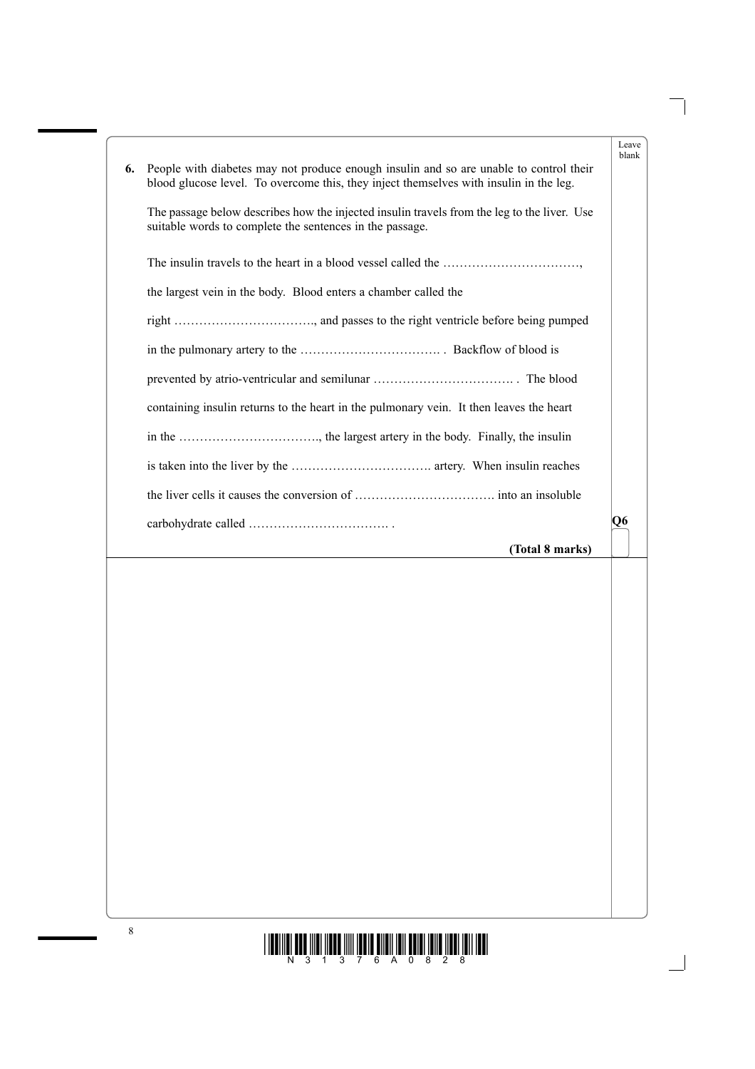**6.** People with diabetes may not produce enough insulin and so are unable to control their blood glucose level. To overcome this, they inject themselves with insulin in the leg.

The passage below describes how the injected insulin travels from the leg to the liver. Use suitable words to complete the sentences in the passage.

The insulin travels to the heart in a blood vessel called the ……………………………, the largest vein in the body. Blood enters a chamber called the right ……………………………., and passes to the right ventricle before being pumped in the pulmonary artery to the ……………………………. . Backflow of blood is prevented by atrio-ventricular and semilunar ……………………………. . The blood containing insulin returns to the heart in the pulmonary vein. It then leaves the heart in the ……………………………., the largest artery in the body. Finally, the insulin is taken into the liver by the ……………………………. artery. When insulin reaches the liver cells it causes the conversion of ……………………………. into an insoluble carbohydrate called ……………………………. .

**Q6**

**(Total 8 marks)**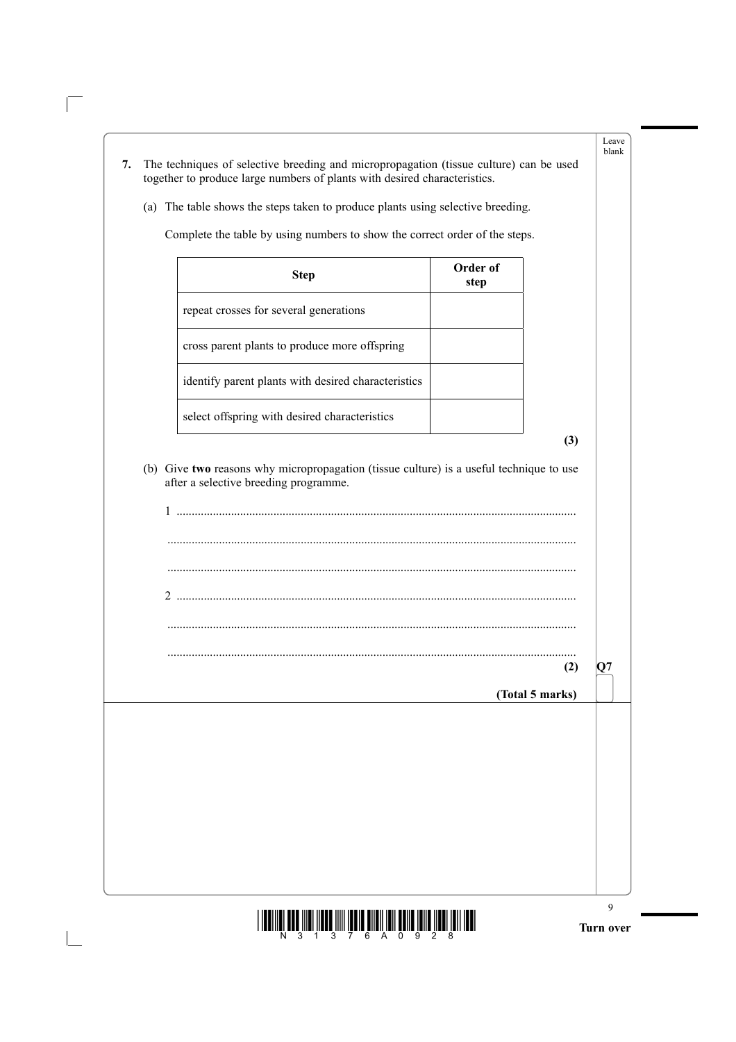**7.** The techniques of selective breeding and micropropagation (tissue culture) can be used together to produce large numbers of plants with desired characteristics.

(a) The table shows the steps taken to produce plants using selective breeding.

Complete the table by using numbers to show the correct order of the steps.

| Step | Order of step |
|---|---|
| repeat crosses for several generations | |
| cross parent plants to produce more offspring | |
| identify parent plants with desired characteristics | |
| select offspring with desired characteristics | |

**(3)**

(b) Give **two** reasons why micropropagation (tissue culture) is a useful technique to use after a selective breeding programme.

1 ..................................................................................................................................

..................................................................................................................................

..................................................................................................................................

2 ..................................................................................................................................

..................................................................................................................................

..................................................................................................................................

**(2)**

**(Total 5 marks)**

Q7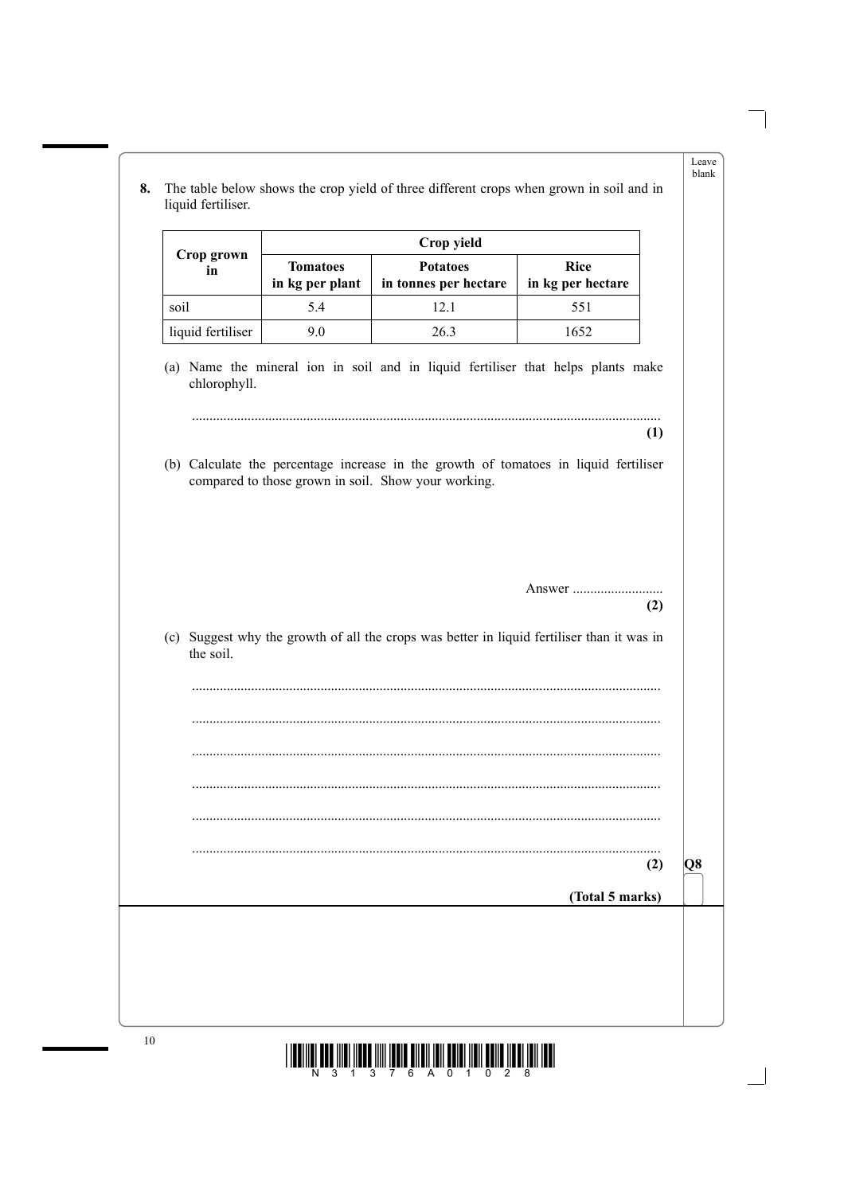**8.** The table below shows the crop yield of three different crops when grown in soil and in liquid fertiliser.

| Crop grown in | Crop yield | | |
|---|---|---|---|
| | **Tomatoes** in kg per plant | **Potatoes** in tonnes per hectare | **Rice** in kg per hectare |
| soil | 5.4 | 12.1 | 551 |
| liquid fertiliser | 9.0 | 26.3 | 1652 |

(a) Name the mineral ion in soil and in liquid fertiliser that helps plants make chlorophyll.

.......................................................................................................................

**(1)**

(b) Calculate the percentage increase in the growth of tomatoes in liquid fertiliser compared to those grown in soil. Show your working.

Answer ..........................

**(2)**

(c) Suggest why the growth of all the crops was better in liquid fertiliser than it was in the soil.

.......................................................................................................................

.......................................................................................................................

.......................................................................................................................

.......................................................................................................................

.......................................................................................................................

.......................................................................................................................

**(2)**

**(Total 5 marks)**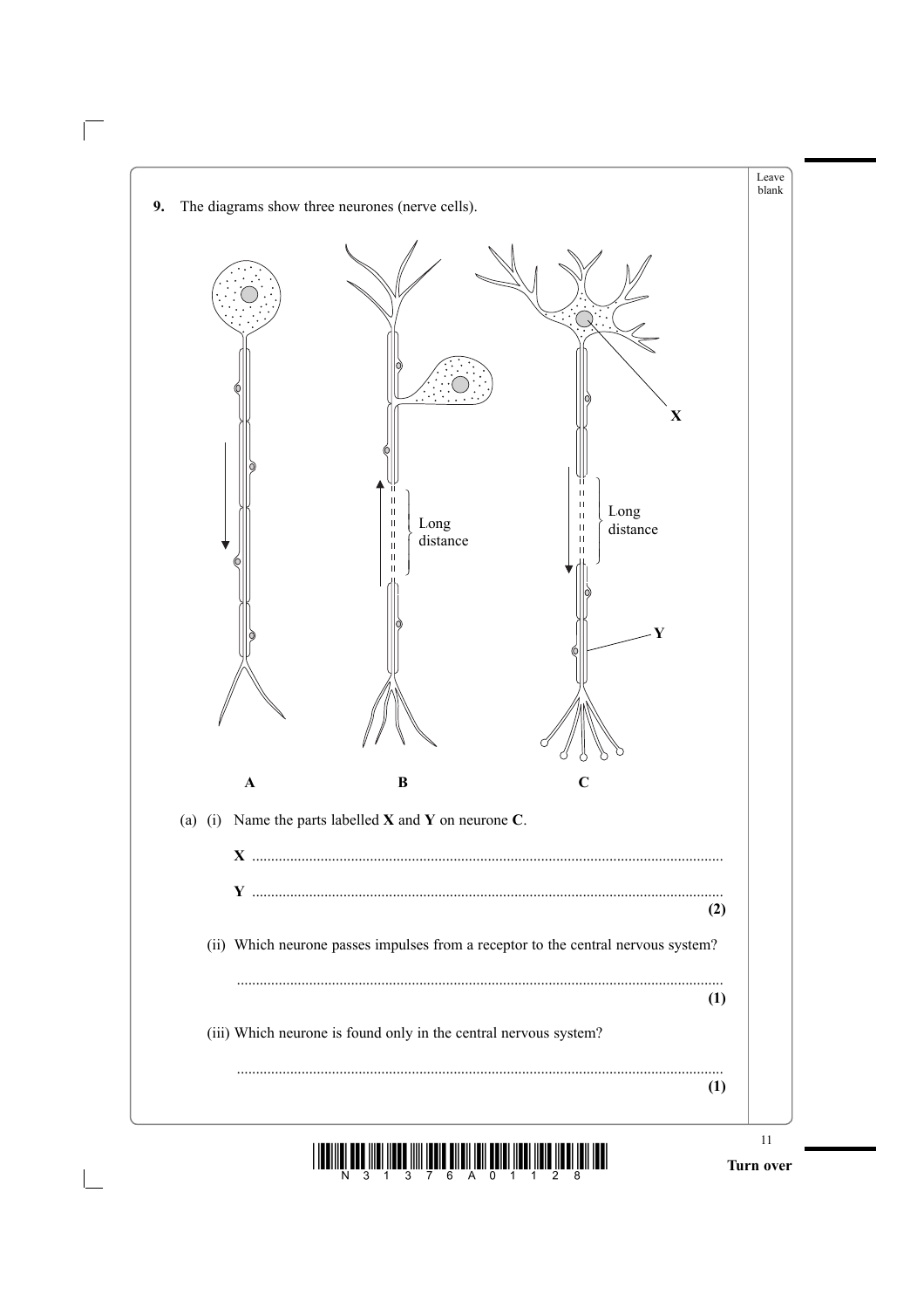**9.** The diagrams show three neurones (nerve cells).

(a) (i) Name the parts labelled **X** and **Y** on neurone **C**.

**X** ..........................................................................................................

**Y** ..........................................................................................................
**(2)**

(ii) Which neurone passes impulses from a receptor to the central nervous system?

..........................................................................................................
**(1)**

(iii) Which neurone is found only in the central nervous system?

..........................................................................................................
**(1)**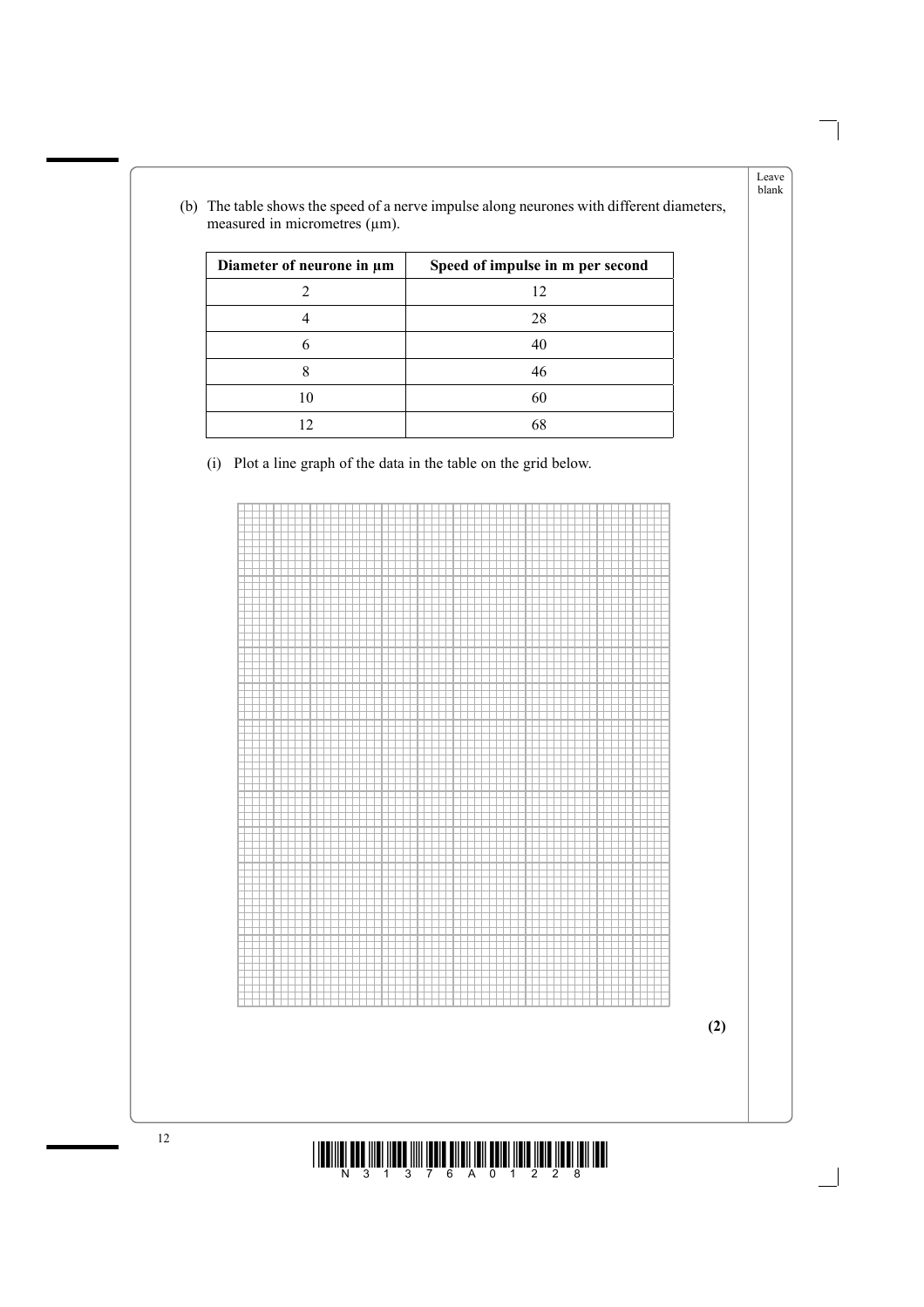(b) The table shows the speed of a nerve impulse along neurones with different diameters, measured in micrometres (μm).

| Diameter of neurone in μm | Speed of impulse in m per second |
| --- | --- |
| 2 | 12 |
| 4 | 28 |
| 6 | 40 |
| 8 | 46 |
| 10 | 60 |
| 12 | 68 |

(i) Plot a line graph of the data in the table on the grid below.

**(2)**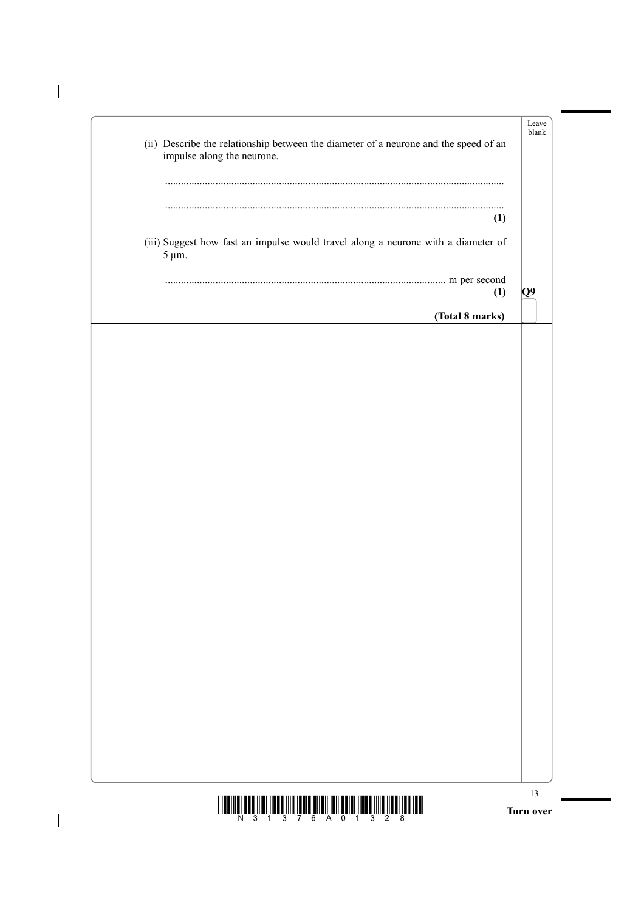(ii) Describe the relationship between the diameter of a neurone and the speed of an impulse along the neurone.

..............................................................................................................................

..............................................................................................................................

**(1)**

(iii) Suggest how fast an impulse would travel along a neurone with a diameter of 5 μm.

.......................................................................................................... m per second

**(1)**

**Q9**

**(Total 8 marks)**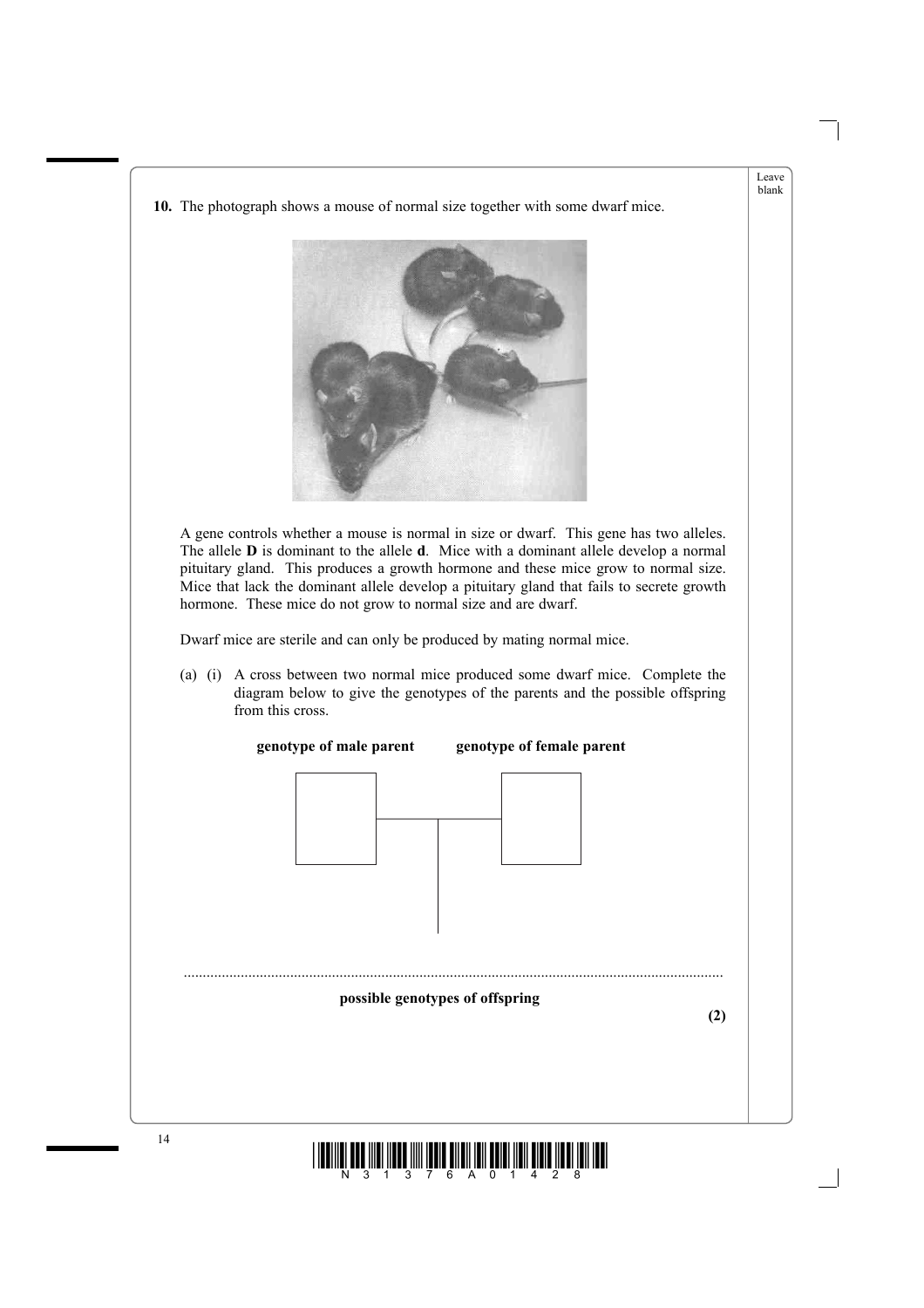**10.** The photograph shows a mouse of normal size together with some dwarf mice.

A gene controls whether a mouse is normal in size or dwarf. This gene has two alleles. The allele **D** is dominant to the allele **d**. Mice with a dominant allele develop a normal pituitary gland. This produces a growth hormone and these mice grow to normal size. Mice that lack the dominant allele develop a pituitary gland that fails to secrete growth hormone. These mice do not grow to normal size and are dwarf.

Dwarf mice are sterile and can only be produced by mating normal mice.

(a) (i) A cross between two normal mice produced some dwarf mice. Complete the diagram below to give the genotypes of the parents and the possible offspring from this cross.

**genotype of male parent** **genotype of female parent**

..............................................................................................................................................

**possible genotypes of offspring**

**(2)**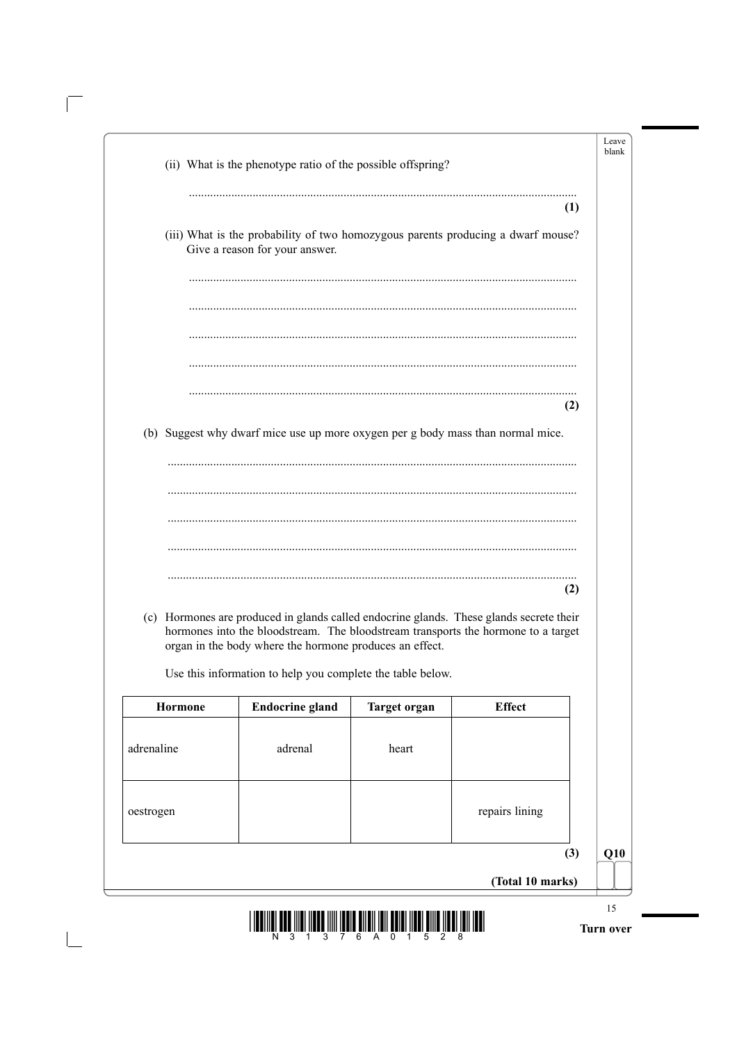(ii) What is the phenotype ratio of the possible offspring?

..............................................................................................................................

**(1)**

(iii) What is the probability of two homozygous parents producing a dwarf mouse? Give a reason for your answer.

..............................................................................................................................

..............................................................................................................................

..............................................................................................................................

..............................................................................................................................

..............................................................................................................................

**(2)**

(b) Suggest why dwarf mice use up more oxygen per g body mass than normal mice.

..............................................................................................................................

..............................................................................................................................

..............................................................................................................................

..............................................................................................................................

..............................................................................................................................

**(2)**

(c) Hormones are produced in glands called endocrine glands. These glands secrete their hormones into the bloodstream. The bloodstream transports the hormone to a target organ in the body where the hormone produces an effect.

Use this information to help you complete the table below.

| Hormone | Endocrine gland | Target organ | Effect |
|---|---|---|---|
| adrenaline | adrenal | heart | |
| oestrogen | | | repairs lining |

**(3)**

**Q10**

**(Total 10 marks)**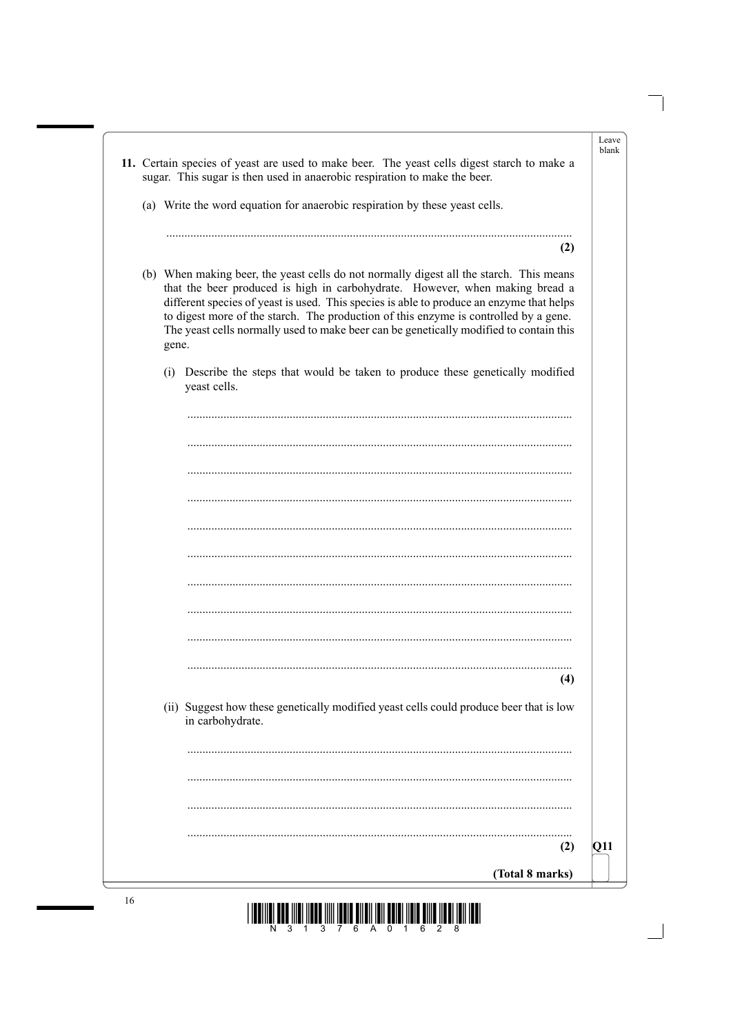**11.** Certain species of yeast are used to make beer. The yeast cells digest starch to make a sugar. This sugar is then used in anaerobic respiration to make the beer.

(a) Write the word equation for anaerobic respiration by these yeast cells.

..................................................................................................................................

**(2)**

(b) When making beer, the yeast cells do not normally digest all the starch. This means that the beer produced is high in carbohydrate. However, when making bread a different species of yeast is used. This species is able to produce an enzyme that helps to digest more of the starch. The production of this enzyme is controlled by a gene. The yeast cells normally used to make beer can be genetically modified to contain this gene.

(i) Describe the steps that would be taken to produce these genetically modified yeast cells.

..................................................................................................................................

..................................................................................................................................

..................................................................................................................................

..................................................................................................................................

..................................................................................................................................

..................................................................................................................................

..................................................................................................................................

..................................................................................................................................

..................................................................................................................................

..................................................................................................................................

**(4)**

(ii) Suggest how these genetically modified yeast cells could produce beer that is low in carbohydrate.

..................................................................................................................................

..................................................................................................................................

..................................................................................................................................

..................................................................................................................................

**(2)**

**Q11**

**(Total 8 marks)**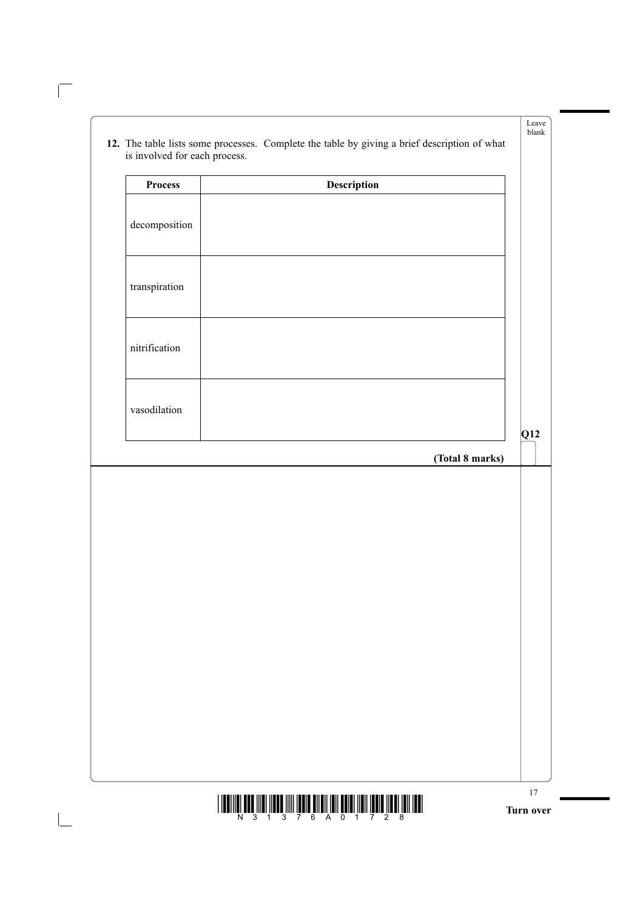**12.** The table lists some processes. Complete the table by giving a brief description of what is involved for each process.

| Process | Description |
|---|---|
| decomposition | |
| transpiration | |
| nitrification | |
| vasodilation | |

**(Total 8 marks)**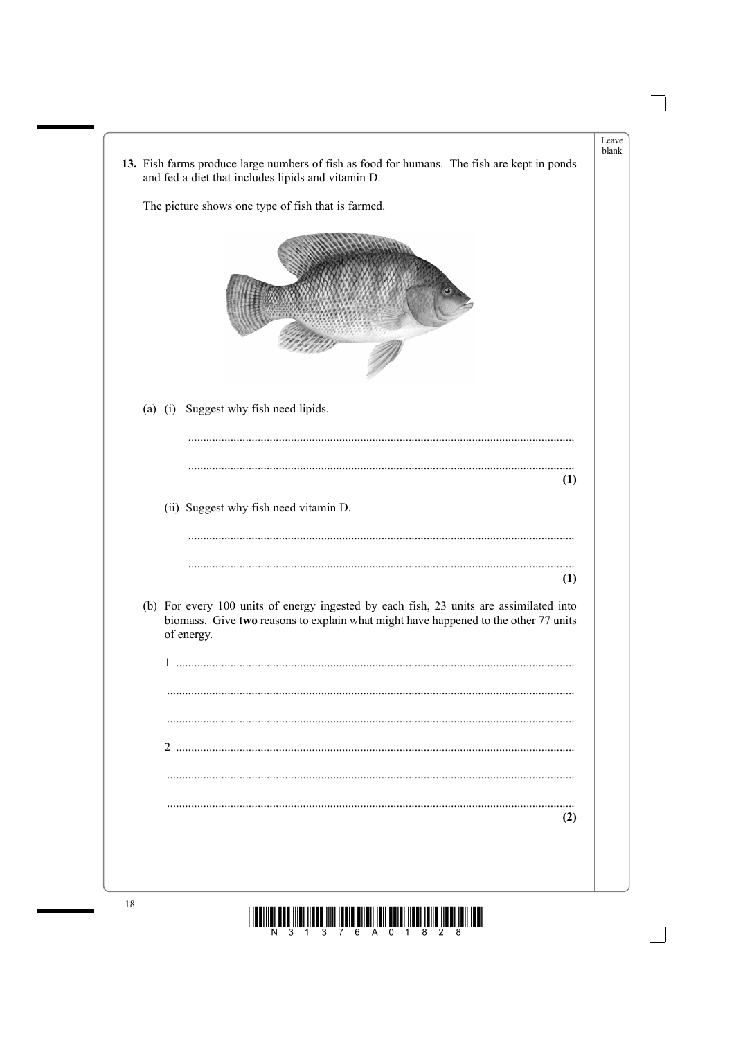**13.** Fish farms produce large numbers of fish as food for humans. The fish are kept in ponds and fed a diet that includes lipids and vitamin D.

The picture shows one type of fish that is farmed.

(a) (i) Suggest why fish need lipids.

..............................................................................................................................

..............................................................................................................................
**(1)**

(ii) Suggest why fish need vitamin D.

..............................................................................................................................

..............................................................................................................................
**(1)**

(b) For every 100 units of energy ingested by each fish, 23 units are assimilated into biomass. Give **two** reasons to explain what might have happened to the other 77 units of energy.

1 ..............................................................................................................................

..............................................................................................................................

..............................................................................................................................

2 ..............................................................................................................................

..............................................................................................................................

..............................................................................................................................
**(2)**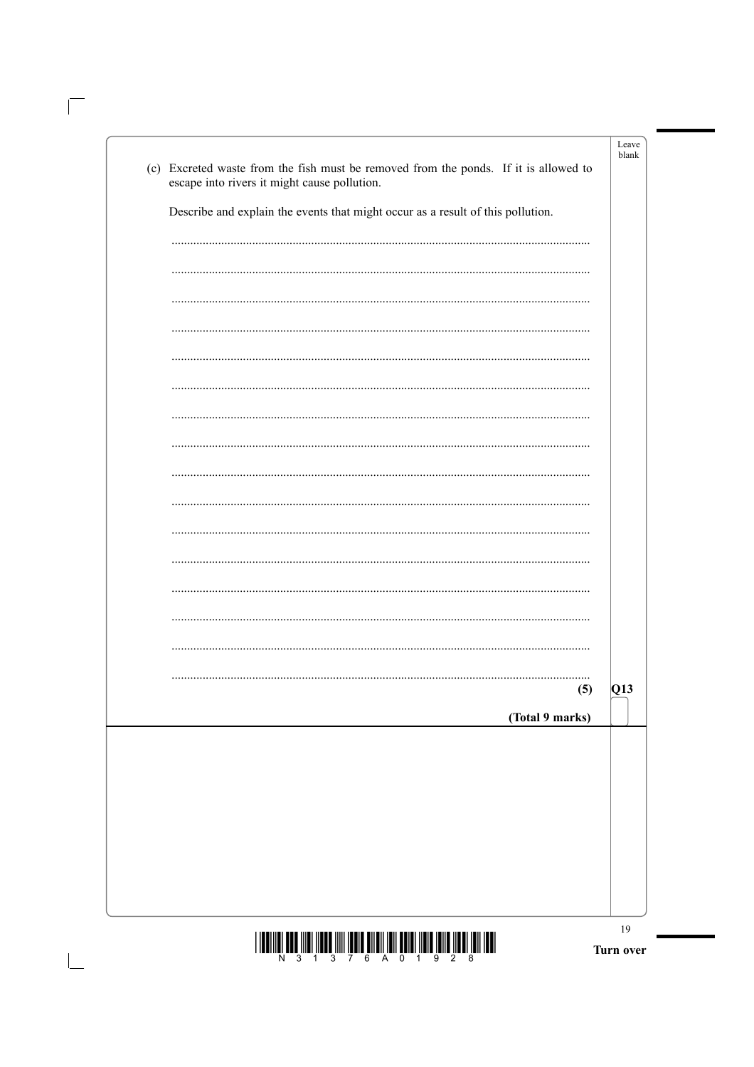(c) Excreted waste from the fish must be removed from the ponds. If it is allowed to escape into rivers it might cause pollution.

Describe and explain the events that might occur as a result of this pollution.

.....................................................................................................................................

.....................................................................................................................................

.....................................................................................................................................

.....................................................................................................................................

.....................................................................................................................................

.....................................................................................................................................

.....................................................................................................................................

.....................................................................................................................................

.....................................................................................................................................

.....................................................................................................................................

.....................................................................................................................................

.....................................................................................................................................

.....................................................................................................................................

.....................................................................................................................................

.....................................................................................................................................

.....................................................................................................................................

**(5)**

**Q13**

**(Total 9 marks)**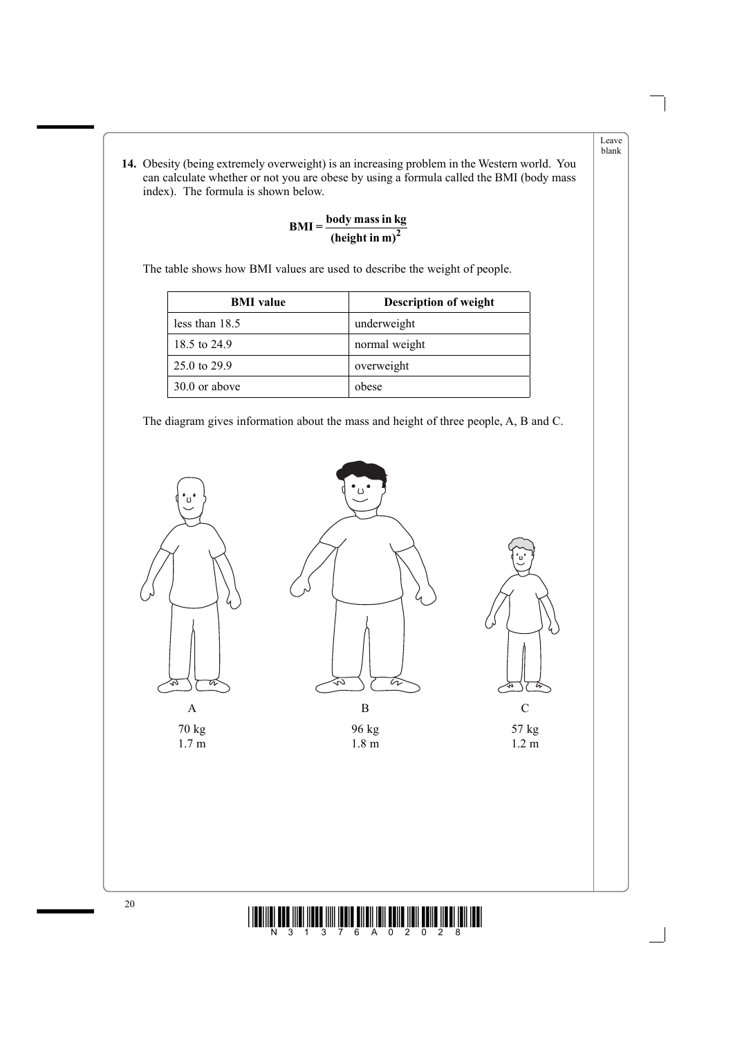**14.** Obesity (being extremely overweight) is an increasing problem in the Western world. You can calculate whether or not you are obese by using a formula called the BMI (body mass index). The formula is shown below.

$$\textbf{BMI} = \frac{\textbf{body mass in kg}}{(\textbf{height in m})^2}$$

The table shows how BMI values are used to describe the weight of people.

| BMI value | Description of weight |
|---|---|
| less than 18.5 | underweight |
| 18.5 to 24.9 | normal weight |
| 25.0 to 29.9 | overweight |
| 30.0 or above | obese |

The diagram gives information about the mass and height of three people, A, B and C.

| A | B | C |
|---|---|---|
| 70 kg | 96 kg | 57 kg |
| 1.7 m | 1.8 m | 1.2 m |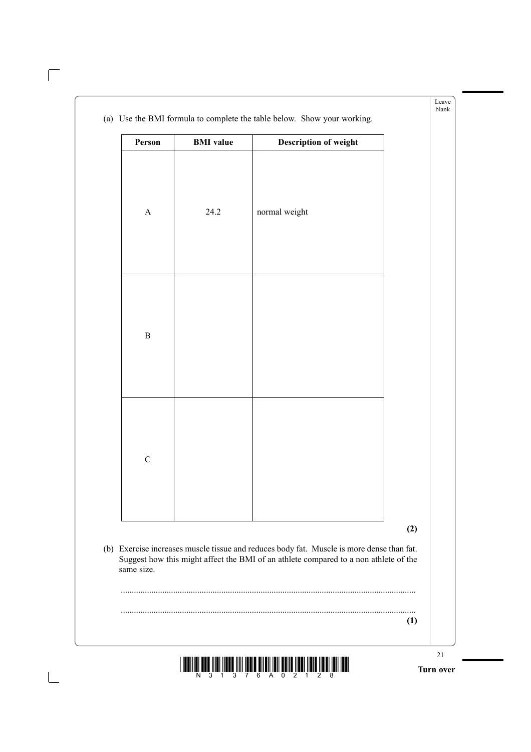(a) Use the BMI formula to complete the table below. Show your working.

| Person | BMI value | Description of weight |
|---|---|---|
| A | 24.2 | normal weight |
| B | | |
| C | | |

**(2)**

(b) Exercise increases muscle tissue and reduces body fat. Muscle is more dense than fat. Suggest how this might affect the BMI of an athlete compared to a non athlete of the same size.

....................................................................................................................................

....................................................................................................................................

**(1)**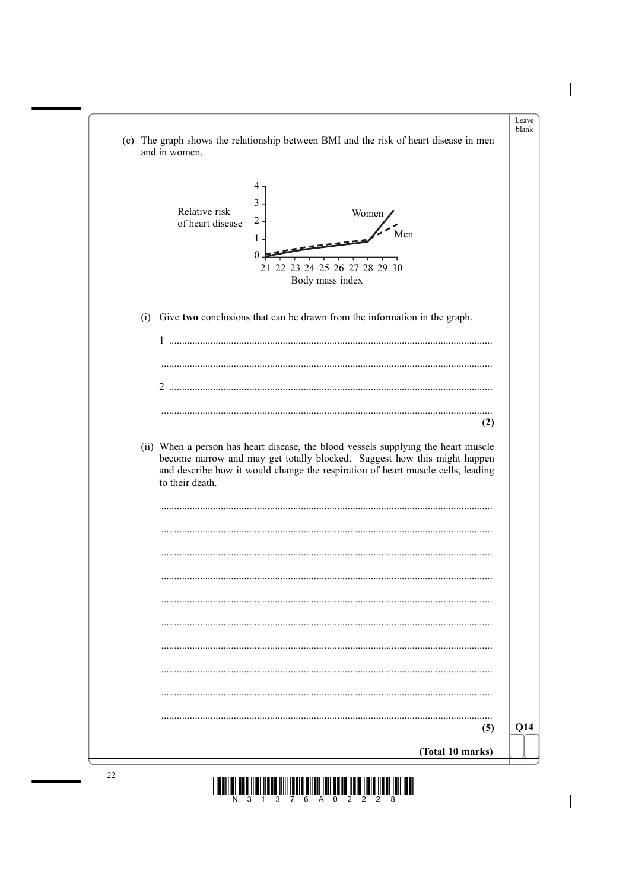(c) The graph shows the relationship between BMI and the risk of heart disease in men and in women.

Relative risk of heart disease (0–4) vs Body mass index (21–30), with lines for Women and Men.

(i) Give **two** conclusions that can be drawn from the information in the graph.

1 ...........................................................................................................

...........................................................................................................

2 ...........................................................................................................

...........................................................................................................

**(2)**

(ii) When a person has heart disease, the blood vessels supplying the heart muscle become narrow and may get totally blocked. Suggest how this might happen and describe how it would change the respiration of heart muscle cells, leading to their death.

...........................................................................................................

...........................................................................................................

...........................................................................................................

...........................................................................................................

...........................................................................................................

...........................................................................................................

...........................................................................................................

...........................................................................................................

...........................................................................................................

...........................................................................................................

**(5)**

**Q14**

**(Total 10 marks)**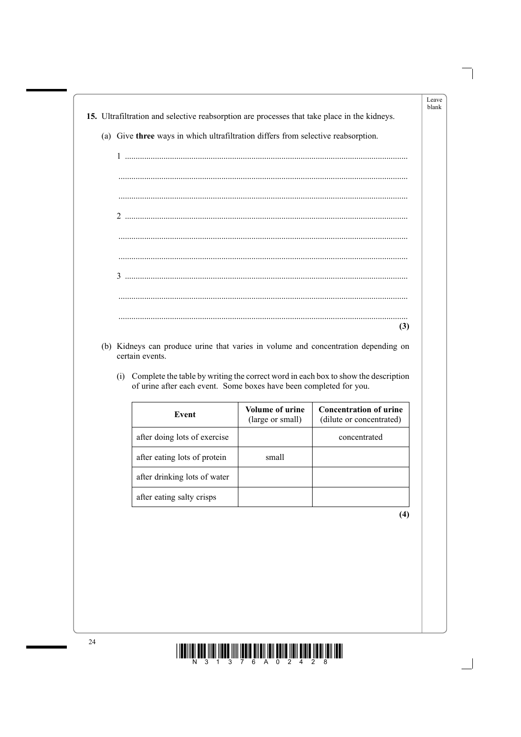**15.** Ultrafiltration and selective reabsorption are processes that take place in the kidneys.

(a) Give **three** ways in which ultrafiltration differs from selective reabsorption.

1 ..................................................................................................................................

..................................................................................................................................

..................................................................................................................................

2 ..................................................................................................................................

..................................................................................................................................

..................................................................................................................................

3 ..................................................................................................................................

..................................................................................................................................

..................................................................................................................................

**(3)**

(b) Kidneys can produce urine that varies in volume and concentration depending on certain events.

(i) Complete the table by writing the correct word in each box to show the description of urine after each event. Some boxes have been completed for you.

| **Event** | **Volume of urine** (large or small) | **Concentration of urine** (dilute or concentrated) |
|---|---|---|
| after doing lots of exercise | | concentrated |
| after eating lots of protein | small | |
| after drinking lots of water | | |
| after eating salty crisps | | |

**(4)**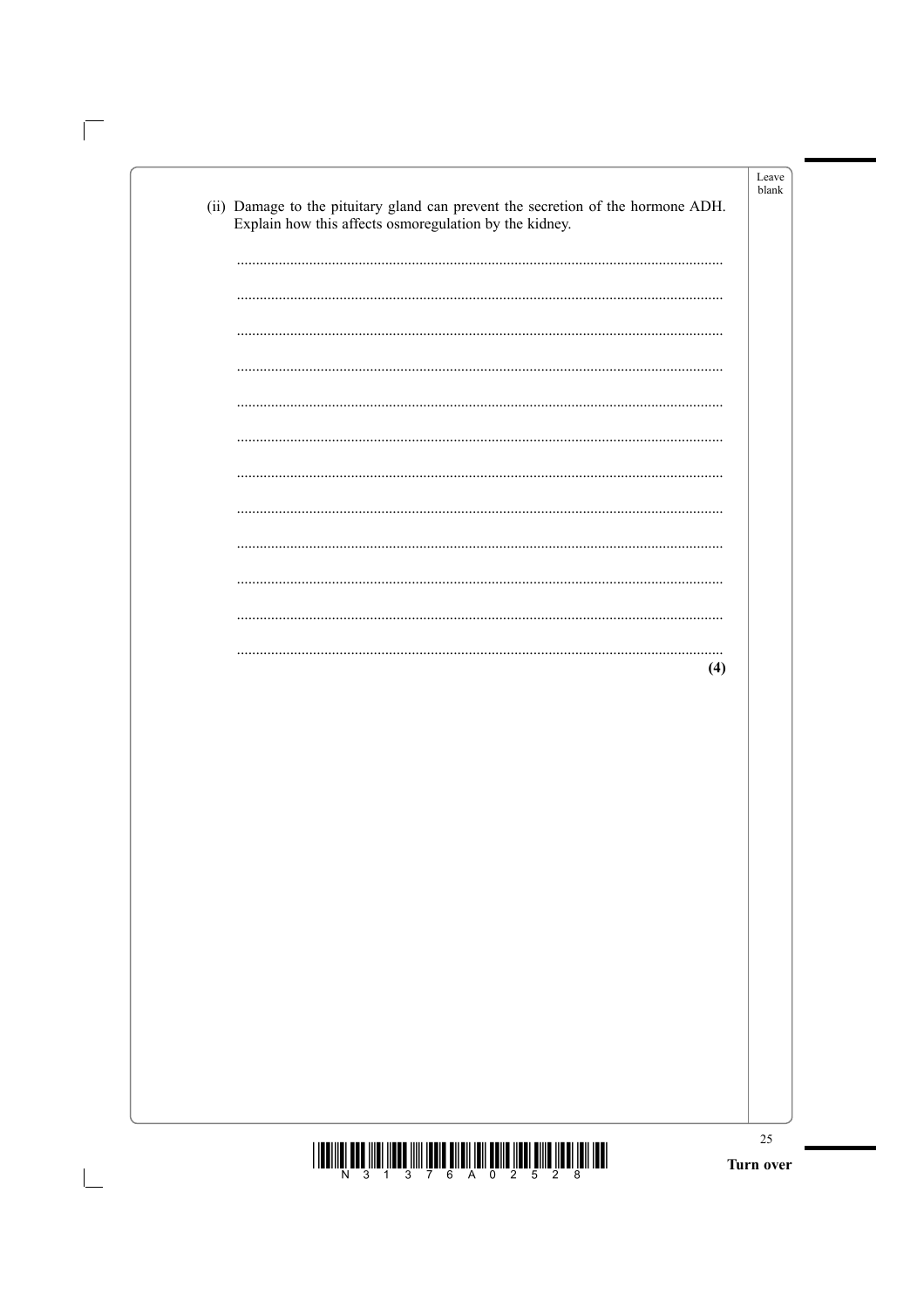(ii) Damage to the pituitary gland can prevent the secretion of the hormone ADH. Explain how this affects osmoregulation by the kidney.

..............................................................................................................................

..............................................................................................................................

..............................................................................................................................

..............................................................................................................................

..............................................................................................................................

..............................................................................................................................

..............................................................................................................................

..............................................................................................................................

..............................................................................................................................

..............................................................................................................................

..............................................................................................................................

..............................................................................................................................

**(4)**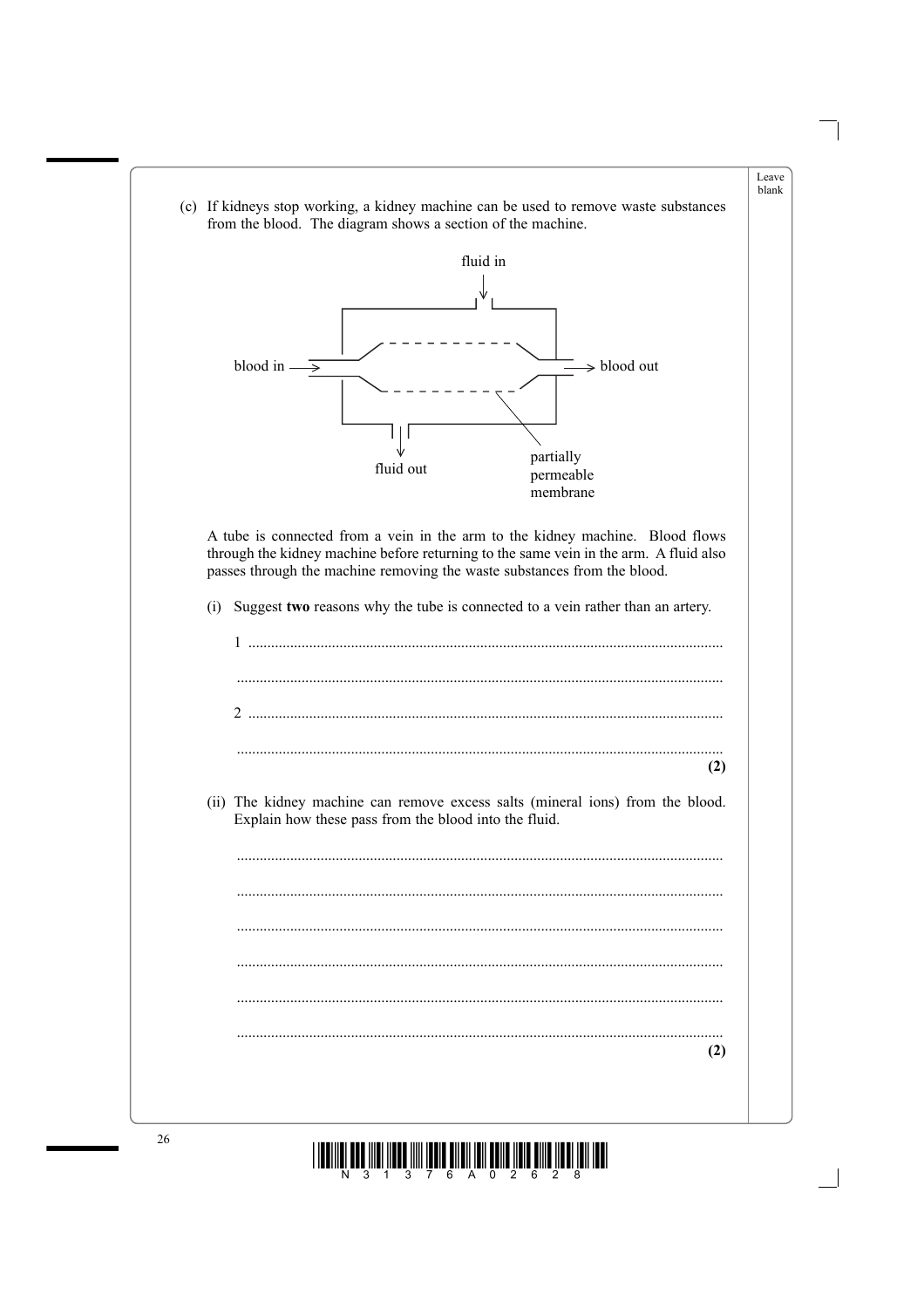(c) If kidneys stop working, a kidney machine can be used to remove waste substances from the blood. The diagram shows a section of the machine.

A tube is connected from a vein in the arm to the kidney machine. Blood flows through the kidney machine before returning to the same vein in the arm. A fluid also passes through the machine removing the waste substances from the blood.

(i) Suggest **two** reasons why the tube is connected to a vein rather than an artery.

1 ..........................................................................................................................

..........................................................................................................................

2 ..........................................................................................................................

..........................................................................................................................

**(2)**

(ii) The kidney machine can remove excess salts (mineral ions) from the blood. Explain how these pass from the blood into the fluid.

..........................................................................................................................

..........................................................................................................................

..........................................................................................................................

..........................................................................................................................

..........................................................................................................................

..........................................................................................................................

**(2)**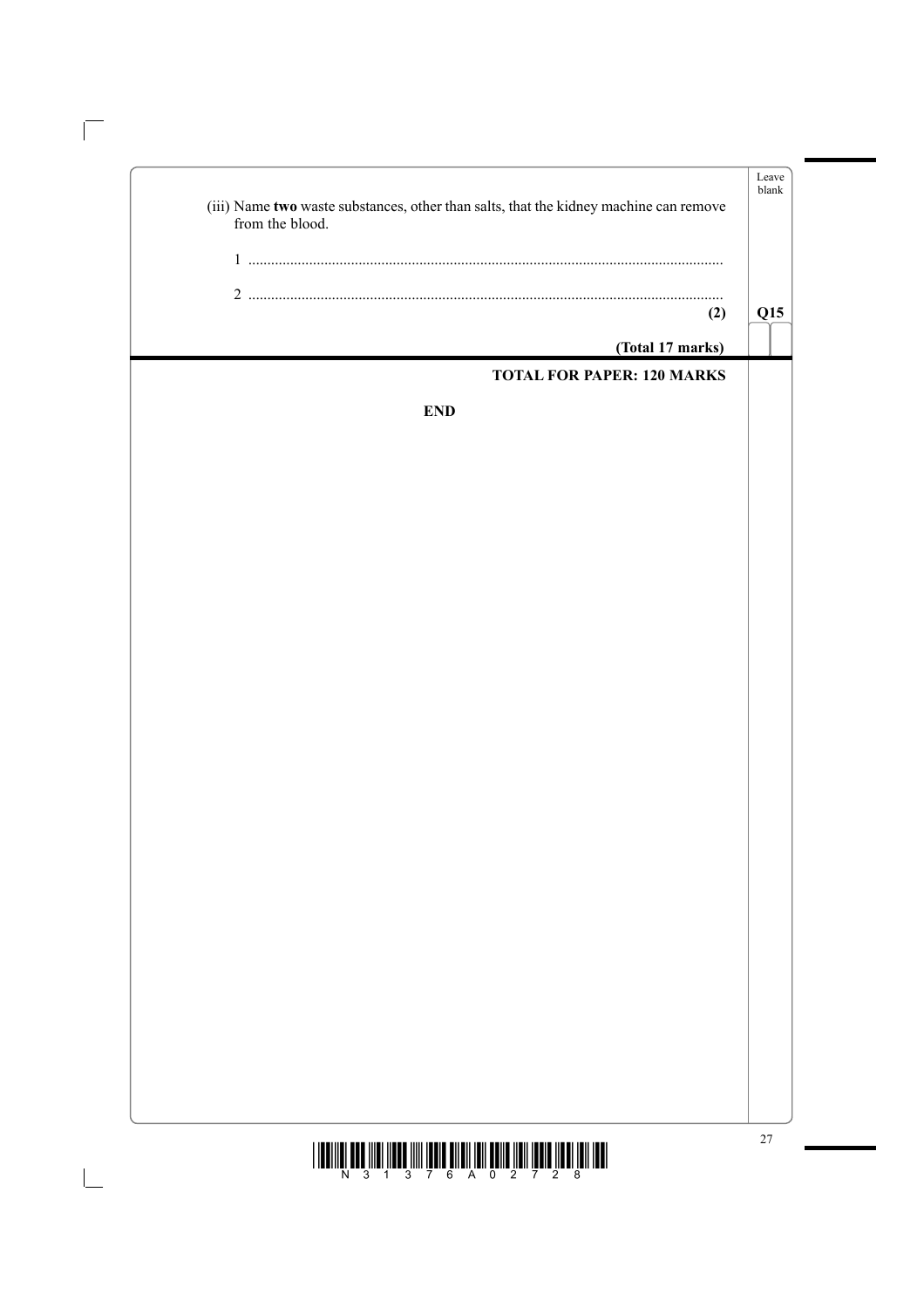(iii) Name **two** waste substances, other than salts, that the kidney machine can remove from the blood.

1 ..............................................................................................................

2 ..............................................................................................................

**(2)**

**Q15**

**(Total 17 marks)**

**TOTAL FOR PAPER: 120 MARKS**

**END**